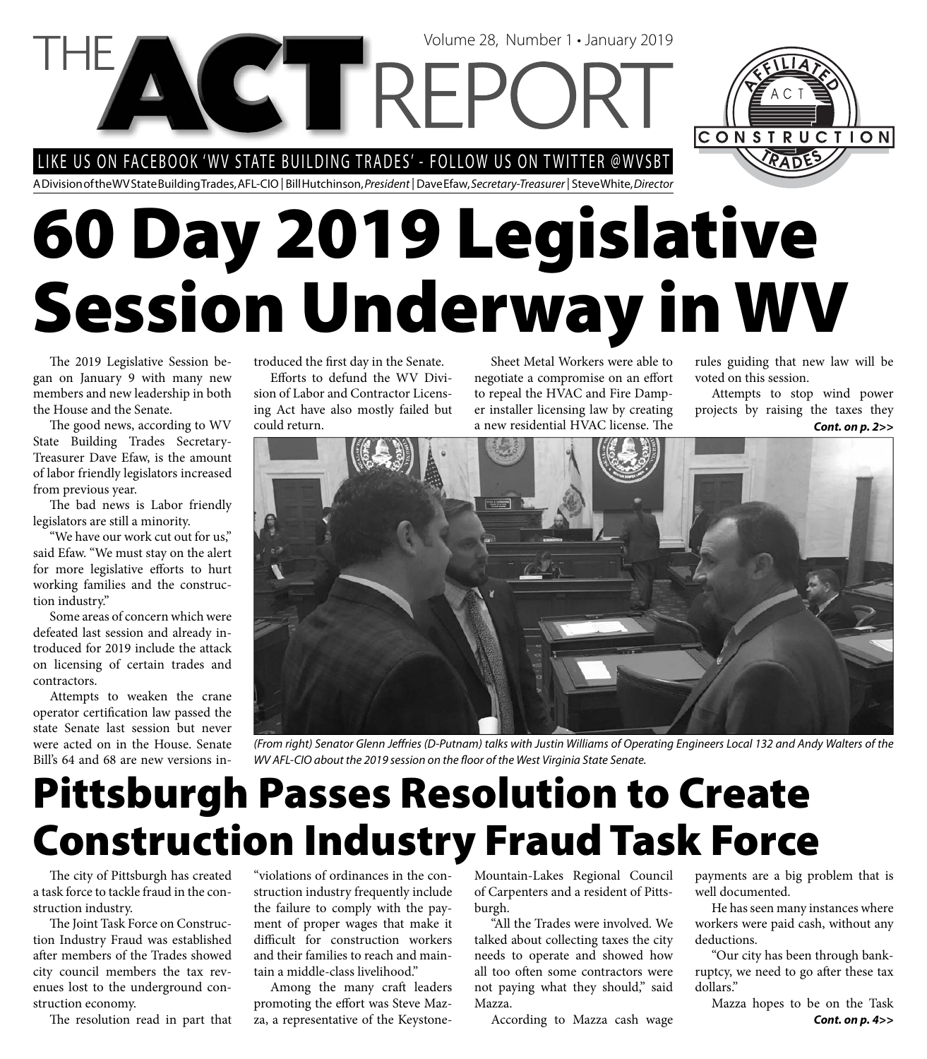# THE ACT REPORT

Volume 28, Number 1 • January 2019

LIKE US ON FACEBOOK 'WV STATE BUILDING TRADES' - FOLLOW US ON TWITTER @WVSBT

A Division of the WV State Building Trades, AFL-CIO | Bill Hutchinson, *President* | Dave Efaw, *Secretary-Treasurer* | Steve White, *Director*

# 60 Day 2019 Legislative Session Underway in WV

The 2019 Legislative Session began on January 9 with many new members and new leadership in both the House and the Senate.

The good news, according to WV State Building Trades Secretary-Treasurer Dave Efaw, is the amount of labor friendly legislators increased from previous year.

The bad news is Labor friendly legislators are still a minority.

"We have our work cut out for us," said Efaw. "We must stay on the alert for more legislative efforts to hurt working families and the construction industry."

Some areas of concern which were defeated last session and already introduced for 2019 include the attack on licensing of certain trades and contractors.

Attempts to weaken the crane operator certification law passed the state Senate last session but never were acted on in the House. Senate Bill's 64 and 68 are new versions introduced the first day in the Senate.

Efforts to defund the WV Division of Labor and Contractor Licensing Act have also mostly failed but could return.

Sheet Metal Workers were able to negotiate a compromise on an effort to repeal the HVAC and Fire Damper installer licensing law by creating a new residential HVAC license. The rules guiding that new law will be voted on this session.

Attempts to stop wind power projects by raising the taxes they

***Cont. on p. 2>>***

*(From right) Senator Glenn Jeffries (D-Putnam) talks with Justin Williams of Operating Engineers Local 132 and Andy Walters of the WV AFL-CIO about the 2019 session on the floor of the West Virginia State Senate.*

# Pittsburgh Passes Resolution to Create Construction Industry Fraud Task Force

The city of Pittsburgh has created a task force to tackle fraud in the construction industry.

The Joint Task Force on Construction Industry Fraud was established after members of the Trades showed city council members the tax revenues lost to the underground construction economy.

The resolution read in part that "violations of ordinances in the construction industry frequently include the failure to comply with the payment of proper wages that make it difficult for construction workers and their families to reach and maintain a middle-class livelihood."

Among the many craft leaders promoting the effort was Steve Mazza, a representative of the Keystone-Mountain-Lakes Regional Council of Carpenters and a resident of Pittsburgh.

"All the Trades were involved. We talked about collecting taxes the city needs to operate and showed how all too often some contractors were not paying what they should," said Mazza.

According to Mazza cash wage payments are a big problem that is well documented.

He has seen many instances where workers were paid cash, without any deductions.

"Our city has been through bankruptcy, we need to go after these tax dollars."

Mazza hopes to be on the Task

***Cont. on p. 4>>***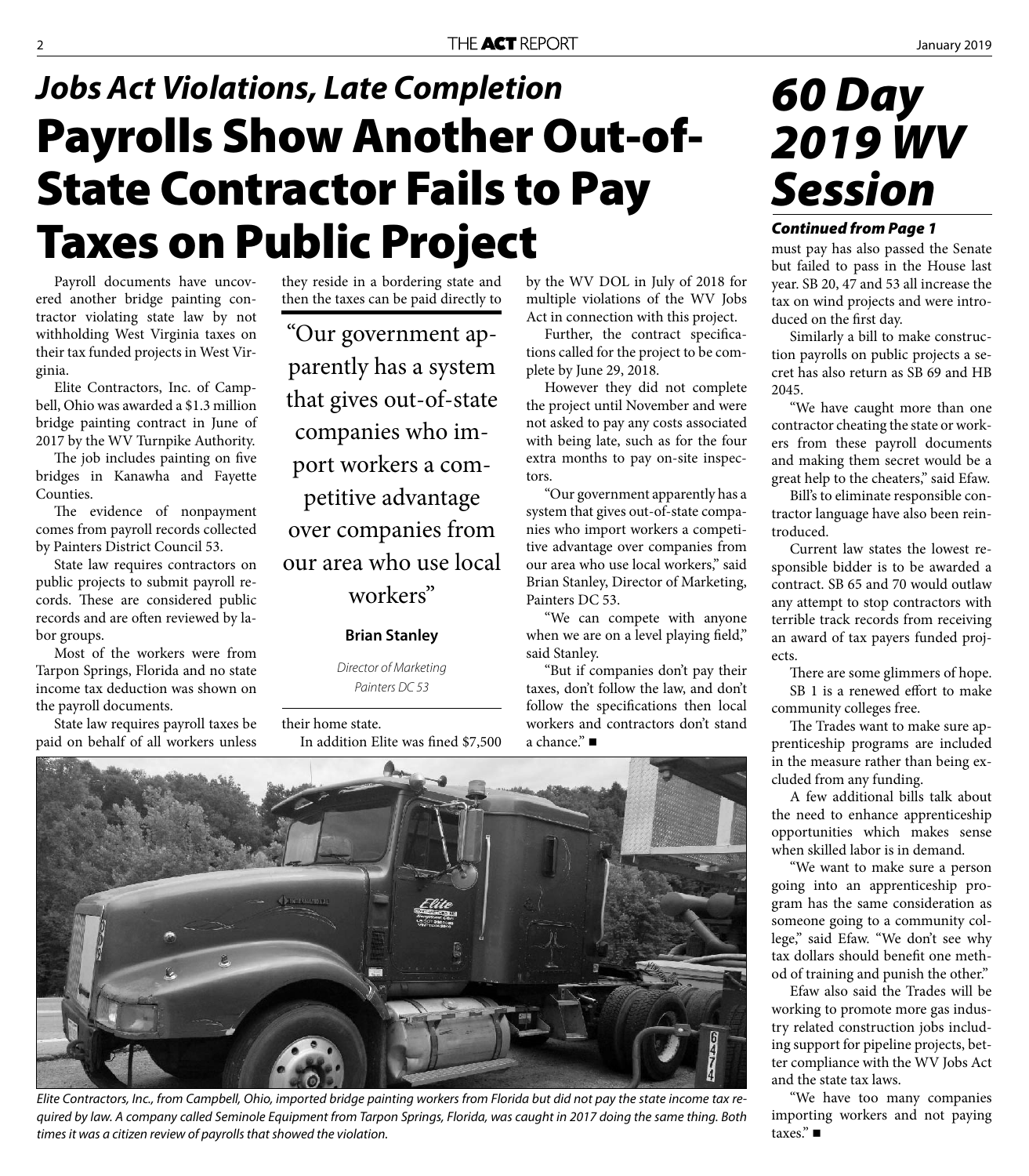## *Jobs Act Violations, Late Completion*

# Payrolls Show Another Out-of-State Contractor Fails to Pay Taxes on Public Project

Payroll documents have uncovered another bridge painting contractor violating state law by not withholding West Virginia taxes on their tax funded projects in West Virginia.

Elite Contractors, Inc. of Campbell, Ohio was awarded a $1.3 million bridge painting contract in June of 2017 by the WV Turnpike Authority.

The job includes painting on five bridges in Kanawha and Fayette Counties.

The evidence of nonpayment comes from payroll records collected by Painters District Council 53.

State law requires contractors on public projects to submit payroll records. These are considered public records and are often reviewed by labor groups.

Most of the workers were from Tarpon Springs, Florida and no state income tax deduction was shown on the payroll documents.

State law requires payroll taxes be paid on behalf of all workers unless they reside in a bordering state and then the taxes can be paid directly to their home state.

> "Our government apparently has a system that gives out-of-state companies who import workers a competitive advantage over companies from our area who use local workers"
>
> **Brian Stanley**
>
> *Director of Marketing*
> *Painters DC 53*

In addition Elite was fined $7,500 by the WV DOL in July of 2018 for multiple violations of the WV Jobs Act in connection with this project.

Further, the contract specifications called for the project to be complete by June 29, 2018.

However they did not complete the project until November and were not asked to pay any costs associated with being late, such as for the four extra months to pay on-site inspectors.

"Our government apparently has a system that gives out-of-state companies who import workers a competitive advantage over companies from our area who use local workers," said Brian Stanley, Director of Marketing, Painters DC 53.

"We can compete with anyone when we are on a level playing field," said Stanley.

"But if companies don't pay their taxes, don't follow the law, and don't follow the specifications then local workers and contractors don't stand a chance." ■

*Elite Contractors, Inc., from Campbell, Ohio, imported bridge painting workers from Florida but did not pay the state income tax required by law. A company called Seminole Equipment from Tarpon Springs, Florida, was caught in 2017 doing the same thing. Both times it was a citizen review of payrolls that showed the violation.*

# *60 Day 2019 WV Session*

***Continued from Page 1***

must pay has also passed the Senate but failed to pass in the House last year. SB 20, 47 and 53 all increase the tax on wind projects and were introduced on the first day.

Similarly a bill to make construction payrolls on public projects a secret has also return as SB 69 and HB 2045.

"We have caught more than one contractor cheating the state or workers from these payroll documents and making them secret would be a great help to the cheaters," said Efaw.

Bill's to eliminate responsible contractor language have also been reintroduced.

Current law states the lowest responsible bidder is to be awarded a contract. SB 65 and 70 would outlaw any attempt to stop contractors with terrible track records from receiving an award of tax payers funded projects.

There are some glimmers of hope.

SB 1 is a renewed effort to make community colleges free.

The Trades want to make sure apprenticeship programs are included in the measure rather than being excluded from any funding.

A few additional bills talk about the need to enhance apprenticeship opportunities which makes sense when skilled labor is in demand.

"We want to make sure a person going into an apprenticeship program has the same consideration as someone going to a community college," said Efaw. "We don't see why tax dollars should benefit one method of training and punish the other."

Efaw also said the Trades will be working to promote more gas industry related construction jobs including support for pipeline projects, better compliance with the WV Jobs Act and the state tax laws.

"We have too many companies importing workers and not paying taxes." ■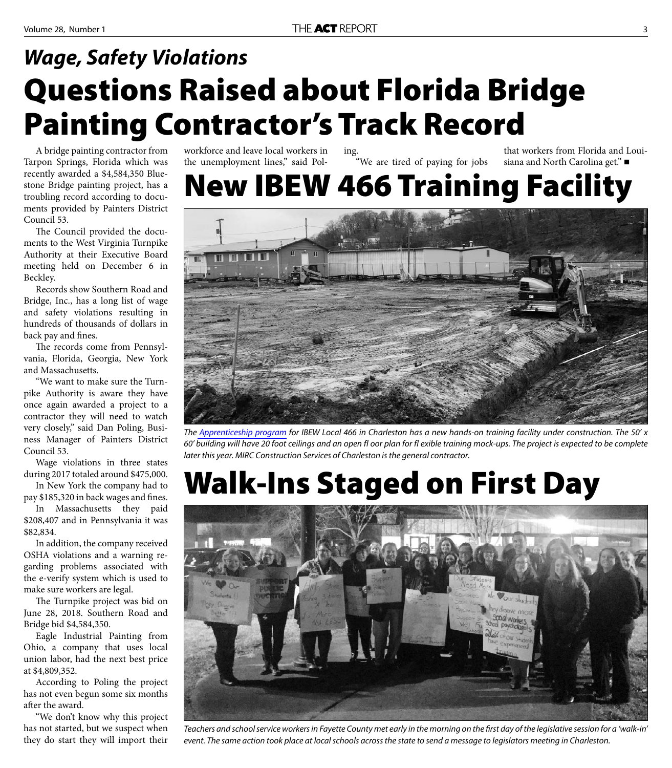## *Wage, Safety Violations*

# Questions Raised about Florida Bridge Painting Contractor's Track Record

A bridge painting contractor from Tarpon Springs, Florida which was recently awarded a $4,584,350 Bluestone Bridge painting project, has a troubling record according to documents provided by Painters District Council 53.

The Council provided the documents to the West Virginia Turnpike Authority at their Executive Board meeting held on December 6 in Beckley.

Records show Southern Road and Bridge, Inc., has a long list of wage and safety violations resulting in hundreds of thousands of dollars in back pay and fines.

The records come from Pennsylvania, Florida, Georgia, New York and Massachusetts.

"We want to make sure the Turnpike Authority is aware they have once again awarded a project to a contractor they will need to watch very closely," said Dan Poling, Business Manager of Painters District Council 53.

Wage violations in three states during 2017 totaled around $475,000.

In New York the company had to pay $185,320 in back wages and fines.

In Massachusetts they paid $208,407 and in Pennsylvania it was $82,834.

In addition, the company received OSHA violations and a warning regarding problems associated with the e-verify system which is used to make sure workers are legal.

The Turnpike project was bid on June 28, 2018. Southern Road and Bridge bid $4,584,350.

Eagle Industrial Painting from Ohio, a company that uses local union labor, had the next best price at $4,809,352.

According to Poling the project has not even begun some six months after the award.

"We don't know why this project has not started, but we suspect when they do start they will import their workforce and leave local workers in the unemployment lines," said Poling.

"We are tired of paying for jobs that workers from Florida and Louisiana and North Carolina get." ■

# New IBEW 466 Training Facility

*The Apprenticeship program for IBEW Local 466 in Charleston has a new hands-on training facility under construction. The 50' x 60' building will have 20 foot ceilings and an open floor plan for flexible training mock-ups. The project is expected to be complete later this year. MIRC Construction Services of Charleston is the general contractor.*

# Walk-Ins Staged on First Day

*Teachers and school service workers in Fayette County met early in the morning on the first day of the legislative session for a 'walk-in' event. The same action took place at local schools across the state to send a message to legislators meeting in Charleston.*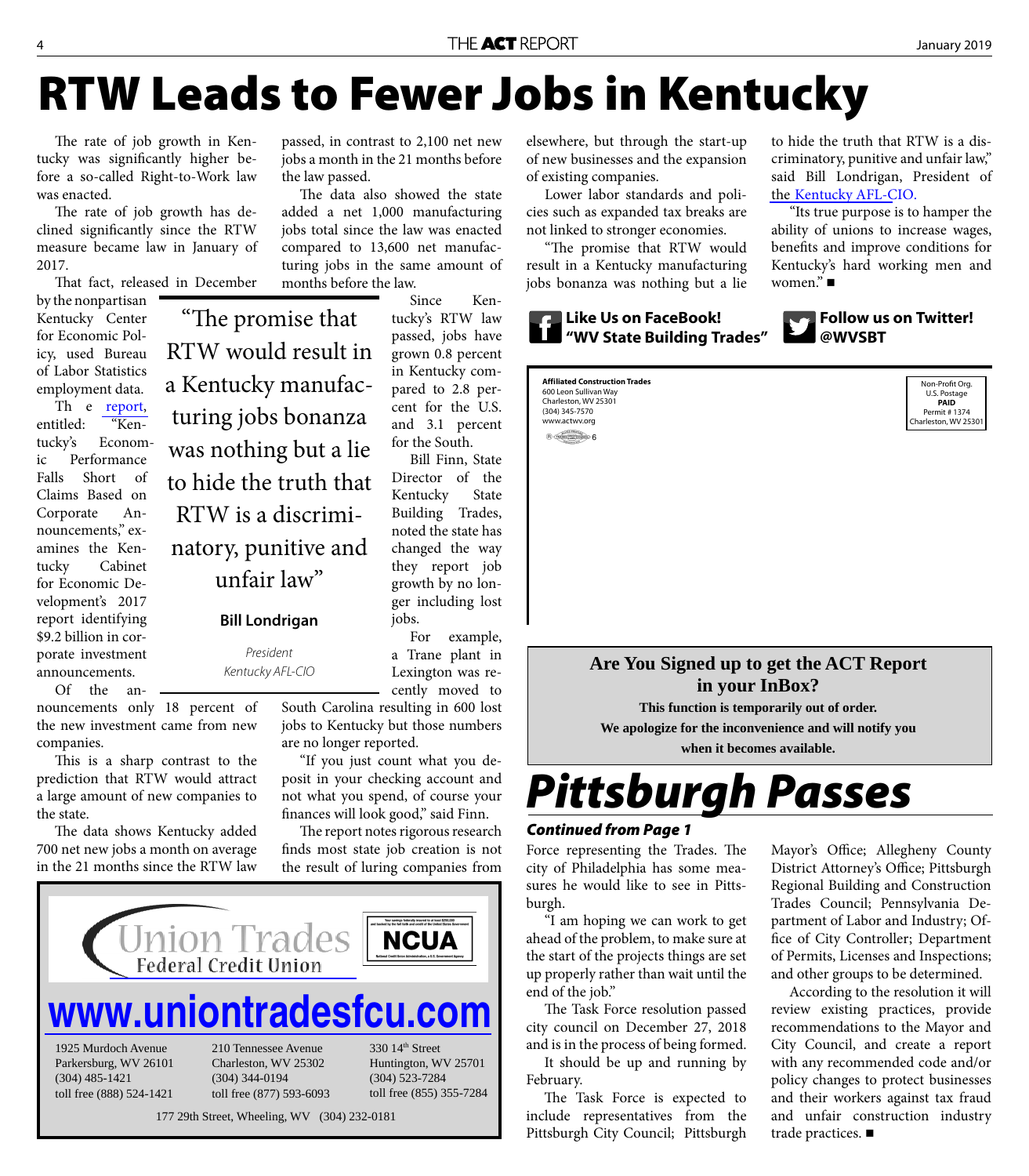# RTW Leads to Fewer Jobs in Kentucky

The rate of job growth in Kentucky was significantly higher before a so-called Right-to-Work law was enacted.

The rate of job growth has declined significantly since the RTW measure became law in January of 2017.

That fact, released in December by the nonpartisan Kentucky Center for Economic Policy, used Bureau of Labor Statistics employment data.

The report, entitled: "Kentucky's Economic Performance Falls Short of Claims Based on Corporate Announcements," examines the Kentucky Cabinet for Economic Development's 2017 report identifying $9.2 billion in corporate investment announcements.

Of the announcements only 18 percent of the new investment came from new companies.

This is a sharp contrast to the prediction that RTW would attract a large amount of new companies to the state.

The data shows Kentucky added 700 net new jobs a month on average in the 21 months since the RTW law passed, in contrast to 2,100 net new jobs a month in the 21 months before the law passed.

The data also showed the state added a net 1,000 manufacturing jobs total since the law was enacted compared to 13,600 net manufacturing jobs in the same amount of months before the law.

> "The promise that RTW would result in a Kentucky manufacturing jobs bonanza was nothing but a lie to hide the truth that RTW is a discriminatory, punitive and unfair law"
>
> **Bill Londrigan**
>
> *President*
> *Kentucky AFL-CIO*

Since Kentucky's RTW law passed, jobs have grown 0.8 percent in Kentucky compared to 2.8 percent for the U.S. and 3.1 percent for the South.

Bill Finn, State Director of the Kentucky State Building Trades, noted the state has changed the way they report job growth by no longer including lost jobs.

For example, a Trane plant in Lexington was recently moved to South Carolina resulting in 600 lost jobs to Kentucky but those numbers are no longer reported.

"If you just count what you deposit in your checking account and not what you spend, of course your finances will look good," said Finn.

The report notes rigorous research finds most state job creation is not the result of luring companies from elsewhere, but through the start-up of new businesses and the expansion of existing companies.

Lower labor standards and policies such as expanded tax breaks are not linked to stronger economies.

"The promise that RTW would result in a Kentucky manufacturing jobs bonanza was nothing but a lie to hide the truth that RTW is a discriminatory, punitive and unfair law," said Bill Londrigan, President of the Kentucky AFL-CIO.

"Its true purpose is to hamper the ability of unions to increase wages, benefits and improve conditions for Kentucky's hard working men and women." ■

**Like Us on FaceBook! "WV State Building Trades"**

**Follow us on Twitter! @WVSBT**

**Affiliated Construction Trades**
600 Leon Sullivan Way
Charleston, WV 25301
(304) 345-7570
www.actwv.org

Non-Profit Org.
U.S. Postage
**PAID**
Permit # 1374
Charleston, WV 25301

**Are You Signed up to get the ACT Report in your InBox?**

**This function is temporarily out of order. We apologize for the inconvenience and will notify you when it becomes available.**

**Union Trades Federal Credit Union**

**NCUA**

**www.uniontradesfcu.com**

1925 Murdoch Avenue
Parkersburg, WV 26101
(304) 485-1421
toll free (888) 524-1421

210 Tennessee Avenue
Charleston, WV 25302
(304) 344-0194
toll free (877) 593-6093

330 14th Street
Huntington, WV 25701
(304) 523-7284
toll free (855) 355-7284

177 29th Street, Wheeling, WV (304) 232-0181

# *Pittsburgh Passes*

***Continued from Page 1***

Force representing the Trades. The city of Philadelphia has some measures he would like to see in Pittsburgh.

"I am hoping we can work to get ahead of the problem, to make sure at the start of the projects things are set up properly rather than wait until the end of the job."

The Task Force resolution passed city council on December 27, 2018 and is in the process of being formed.

It should be up and running by February.

The Task Force is expected to include representatives from the Pittsburgh City Council; Pittsburgh Mayor's Office; Allegheny County District Attorney's Office; Pittsburgh Regional Building and Construction Trades Council; Pennsylvania Department of Labor and Industry; Office of City Controller; Department of Permits, Licenses and Inspections; and other groups to be determined.

According to the resolution it will review existing practices, provide recommendations to the Mayor and City Council, and create a report with any recommended code and/or policy changes to protect businesses and their workers against tax fraud and unfair construction industry trade practices. ■